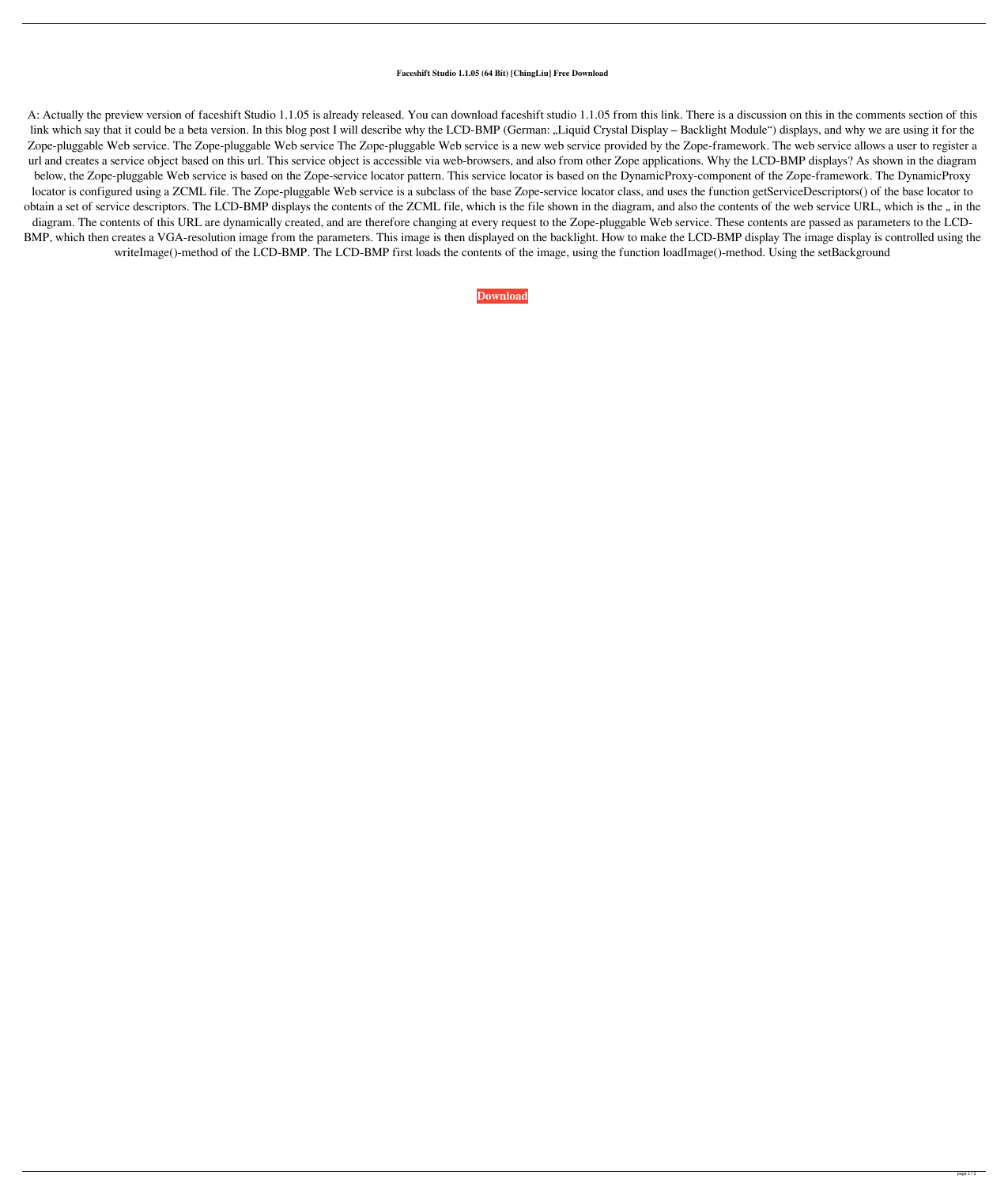**Faceshift Studio 1.1.05 (64 Bit) [ChingLiu] Free Download**

A: Actually the preview version of faceshift Studio 1.1.05 is already released. You can download faceshift studio 1.1.05 from this link. There is a discussion on this in the comments section of this link which say that it could be a beta version. In this blog post I will describe why the LCD-BMP (German: „Liquid Crystal Display – Backlight Module") displays, and why we are using it for the Zope-pluggable Web service. The Zope-pluggable Web service The Zope-pluggable Web service is a new web service provided by the Zope-framework. The web service allows a user to register a url and creates a service object based on this url. This service object is accessible via web-browsers, and also from other Zope applications. Why the LCD-BMP displays? As shown in the diagram below, the Zope-pluggable Web service is based on the Zope-service locator pattern. This service locator is based on the DynamicProxy-component of the Zope-framework. The DynamicProxy locator is configured using a ZCML file. The Zope-pluggable Web service is a subclass of the base Zope-service locator class, and uses the function getServiceDescriptors() of the base locator to obtain a set of service descriptors. The LCD-BMP displays the contents of the ZCML file, which is the file shown in the diagram, and also the contents of the web service URL, which is the „ in the diagram. The contents of this URL are dynamically created, and are therefore changing at every request to the Zope-pluggable Web service. These contents are passed as parameters to the LCD-BMP, which then creates a VGA-resolution image from the parameters. This image is then displayed on the backlight. How to make the LCD-BMP display The image display is controlled using the writeImage()-method of the LCD-BMP. The LCD-BMP first loads the contents of the image, using the function loadImage()-method. Using the setBackground

**Download**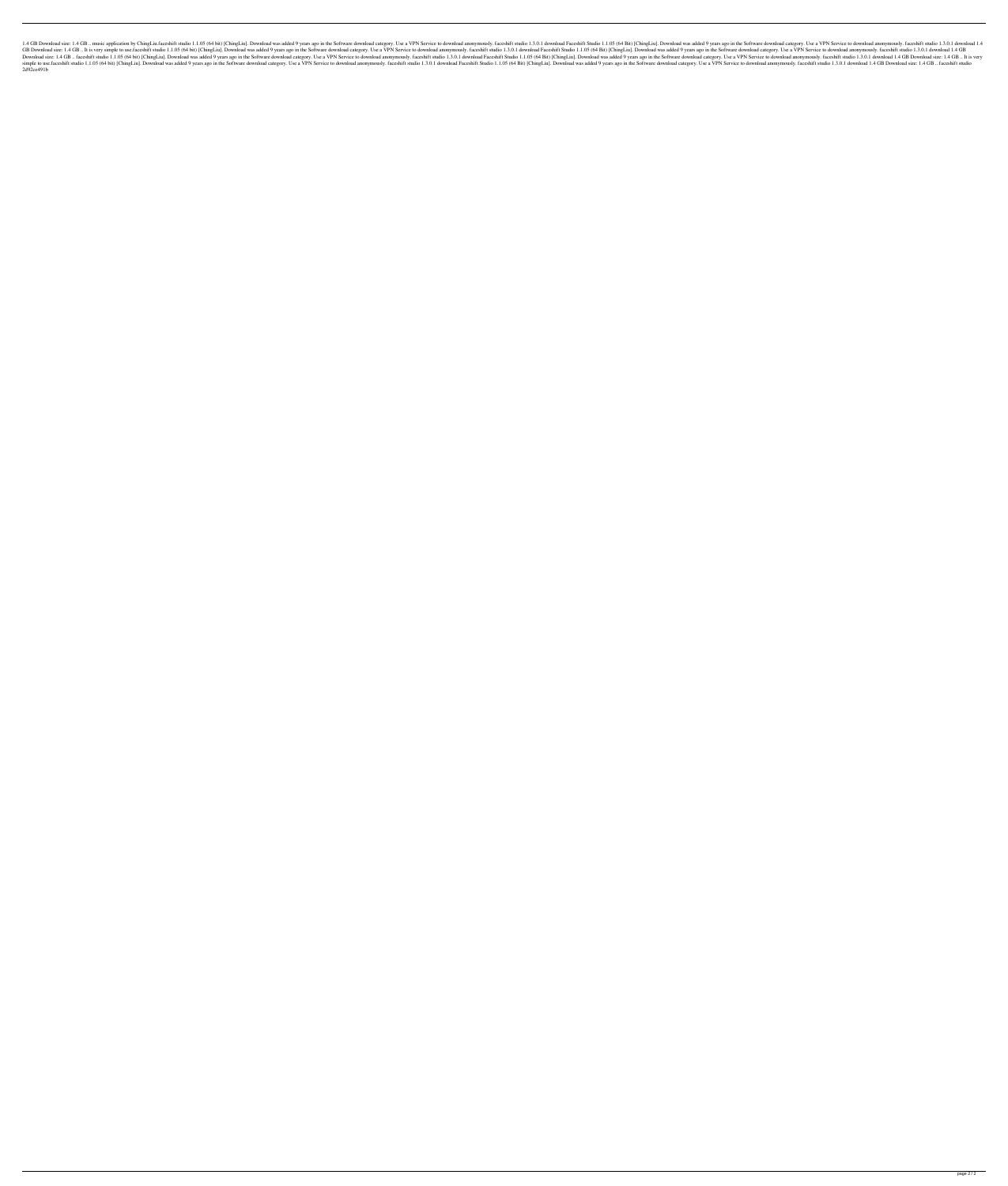1.4 GB Download size: 1.4 GB .. music application by ChingLiu.faceshift studio 1.1.05 (64 bit) [ChingLiu]. Download was added 9 years ago in the Software download category. Use a VPN Service to download anonymously. faceshift studio 1.3.0.1 download Faceshift Studio 1.1.05 (64 Bit) [ChingLiu]. Download was added 9 years ago in the Software download category. Use a VPN Service to download anonymously. faceshift studio 1.3.0.1 download 1.4 GB Download size: 1.4 GB .. It is very simple to use.faceshift studio 1.1.05 (64 bit) [ChingLiu]. Download was added 9 years ago in the Software download category. Use a VPN Service to download anonymously. faceshift studio 1.3.0.1 download Faceshift Studio 1.1.05 (64 Bit) [ChingLiu]. Download was added 9 years ago in the Software download category. Use a VPN Service to download anonymously. faceshift studio 1.3.0.1 download 1.4 GB Download size: 1.4 GB .. faceshift studio 1.1.05 (64 bit) [ChingLiu]. Download was added 9 years ago in the Software download category. Use a VPN Service to download anonymously. faceshift studio 1.3.0.1 download Faceshift Studio 1.1.05 (64 Bit) [ChingLiu]. Download was added 9 years ago in the Software download category. Use a VPN Service to download anonymously. faceshift studio 1.3.0.1 download 1.4 GB Download size: 1.4 GB .. It is very simple to use.faceshift studio 1.1.05 (64 bit) [ChingLiu]. Download was added 9 years ago in the Software download category. Use a VPN Service to download anonymously. faceshift studio 1.3.0.1 download Faceshift Studio 1.1.05 (64 Bit) [ChingLiu]. Download was added 9 years ago in the Software download category. Use a VPN Service to download anonymously. faceshift studio 1.3.0.1 download 1.4 GB Download size: 1.4 GB .. faceshift studio 2d92ce491b